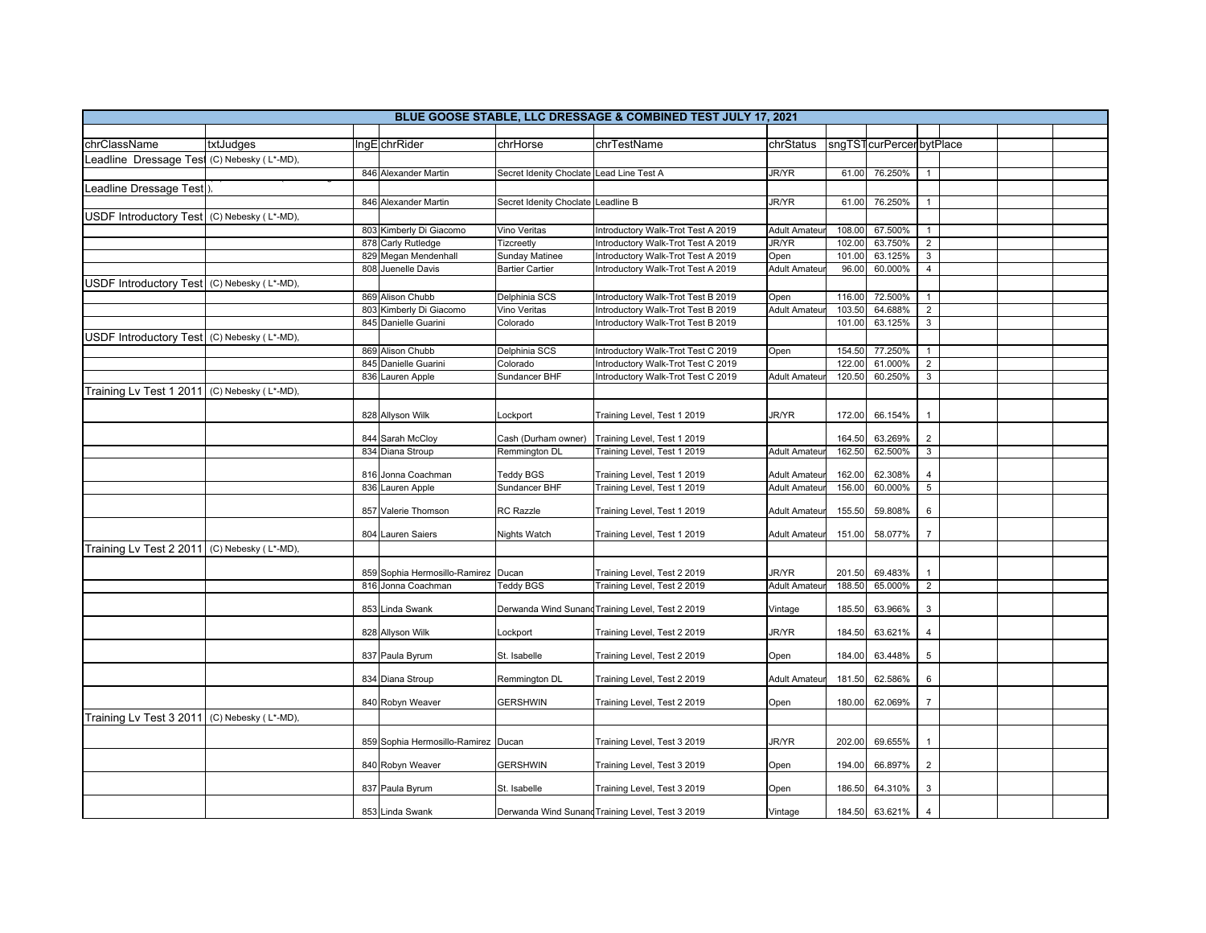# BLUE GOOSE STABLE, LLC DRESSAGE & COMBINED TEST JULY 17, 2021

| chrClassName | txtJudges | lngE | chrRider | chrHorse | chrTestName | chrStatus | sngTST | curPercent | bytPlace | | | |
|---|---|---|---|---|---|---|---|---|---|---|---|---|
| Leadline Dressage Test | (C) Nebesky ( L*-MD), | | | | | | | | | | | |
| | | 846 | Alexander Martin | Secret Idenity Choclate | Lead Line Test A | JR/YR | 61.00 | 76.250% | 1 | | | |
| Leadline Dressage Test | ). | | | | | | | | | | | |
| | | 846 | Alexander Martin | Secret Idenity Choclate | Leadline B | JR/YR | 61.00 | 76.250% | 1 | | | |
| USDF Introductory Test | (C) Nebesky ( L*-MD), | | | | | | | | | | | |
| | | 803 | Kimberly Di Giacomo | Vino Veritas | Introductory Walk-Trot Test A 2019 | Adult Amateur | 108.00 | 67.500% | 1 | | | |
| | | 878 | Carly Rutledge | Tizcreetly | Introductory Walk-Trot Test A 2019 | JR/YR | 102.00 | 63.750% | 2 | | | |
| | | 829 | Megan Mendenhall | Sunday Matinee | Introductory Walk-Trot Test A 2019 | Open | 101.00 | 63.125% | 3 | | | |
| | | 808 | Juenelle Davis | Bartier Cartier | Introductory Walk-Trot Test A 2019 | Adult Amateur | 96.00 | 60.000% | 4 | | | |
| USDF Introductory Test | (C) Nebesky ( L*-MD), | | | | | | | | | | | |
| | | 869 | Alison Chubb | Delphinia SCS | Introductory Walk-Trot Test B 2019 | Open | 116.00 | 72.500% | 1 | | | |
| | | 803 | Kimberly Di Giacomo | Vino Veritas | Introductory Walk-Trot Test B 2019 | Adult Amateur | 103.50 | 64.688% | 2 | | | |
| | | 845 | Danielle Guarini | Colorado | Introductory Walk-Trot Test B 2019 | | 101.00 | 63.125% | 3 | | | |
| USDF Introductory Test | (C) Nebesky ( L*-MD), | | | | | | | | | | | |
| | | 869 | Alison Chubb | Delphinia SCS | Introductory Walk-Trot Test C 2019 | Open | 154.50 | 77.250% | 1 | | | |
| | | 845 | Danielle Guarini | Colorado | Introductory Walk-Trot Test C 2019 | | 122.00 | 61.000% | 2 | | | |
| | | 836 | Lauren Apple | Sundancer BHF | Introductory Walk-Trot Test C 2019 | Adult Amateur | 120.50 | 60.250% | 3 | | | |
| Training Lv Test 1 2011 | (C) Nebesky ( L*-MD), | | | | | | | | | | | |
| | | 828 | Allyson Wilk | Lockport | Training Level, Test 1 2019 | JR/YR | 172.00 | 66.154% | 1 | | | |
| | | 844 | Sarah McCloy | Cash (Durham owner) | Training Level, Test 1 2019 | | 164.50 | 63.269% | 2 | | | |
| | | 834 | Diana Stroup | Remmington DL | Training Level, Test 1 2019 | Adult Amateur | 162.50 | 62.500% | 3 | | | |
| | | 816 | Jonna Coachman | Teddy BGS | Training Level, Test 1 2019 | Adult Amateur | 162.00 | 62.308% | 4 | | | |
| | | 836 | Lauren Apple | Sundancer BHF | Training Level, Test 1 2019 | Adult Amateur | 156.00 | 60.000% | 5 | | | |
| | | 857 | Valerie Thomson | RC Razzle | Training Level, Test 1 2019 | Adult Amateur | 155.50 | 59.808% | 6 | | | |
| | | 804 | Lauren Saiers | Nights Watch | Training Level, Test 1 2019 | Adult Amateur | 151.00 | 58.077% | 7 | | | |
| Training Lv Test 2 2011 | (C) Nebesky ( L*-MD), | | | | | | | | | | | |
| | | 859 | Sophia Hermosillo-Ramirez | Ducan | Training Level, Test 2 2019 | JR/YR | 201.50 | 69.483% | 1 | | | |
| | | 816 | Jonna Coachman | Teddy BGS | Training Level, Test 2 2019 | Adult Amateur | 188.50 | 65.000% | 2 | | | |
| | | 853 | Linda Swank | Derwanda Wind Sunand | Training Level, Test 2 2019 | Vintage | 185.50 | 63.966% | 3 | | | |
| | | 828 | Allyson Wilk | Lockport | Training Level, Test 2 2019 | JR/YR | 184.50 | 63.621% | 4 | | | |
| | | 837 | Paula Byrum | St. Isabelle | Training Level, Test 2 2019 | Open | 184.00 | 63.448% | 5 | | | |
| | | 834 | Diana Stroup | Remmington DL | Training Level, Test 2 2019 | Adult Amateur | 181.50 | 62.586% | 6 | | | |
| | | 840 | Robyn Weaver | GERSHWIN | Training Level, Test 2 2019 | Open | 180.00 | 62.069% | 7 | | | |
| Training Lv Test 3 2011 | (C) Nebesky ( L*-MD), | | | | | | | | | | | |
| | | 859 | Sophia Hermosillo-Ramirez | Ducan | Training Level, Test 3 2019 | JR/YR | 202.00 | 69.655% | 1 | | | |
| | | 840 | Robyn Weaver | GERSHWIN | Training Level, Test 3 2019 | Open | 194.00 | 66.897% | 2 | | | |
| | | 837 | Paula Byrum | St. Isabelle | Training Level, Test 3 2019 | Open | 186.50 | 64.310% | 3 | | | |
| | | 853 | Linda Swank | Derwanda Wind Sunand | Training Level, Test 3 2019 | Vintage | 184.50 | 63.621% | 4 | | | |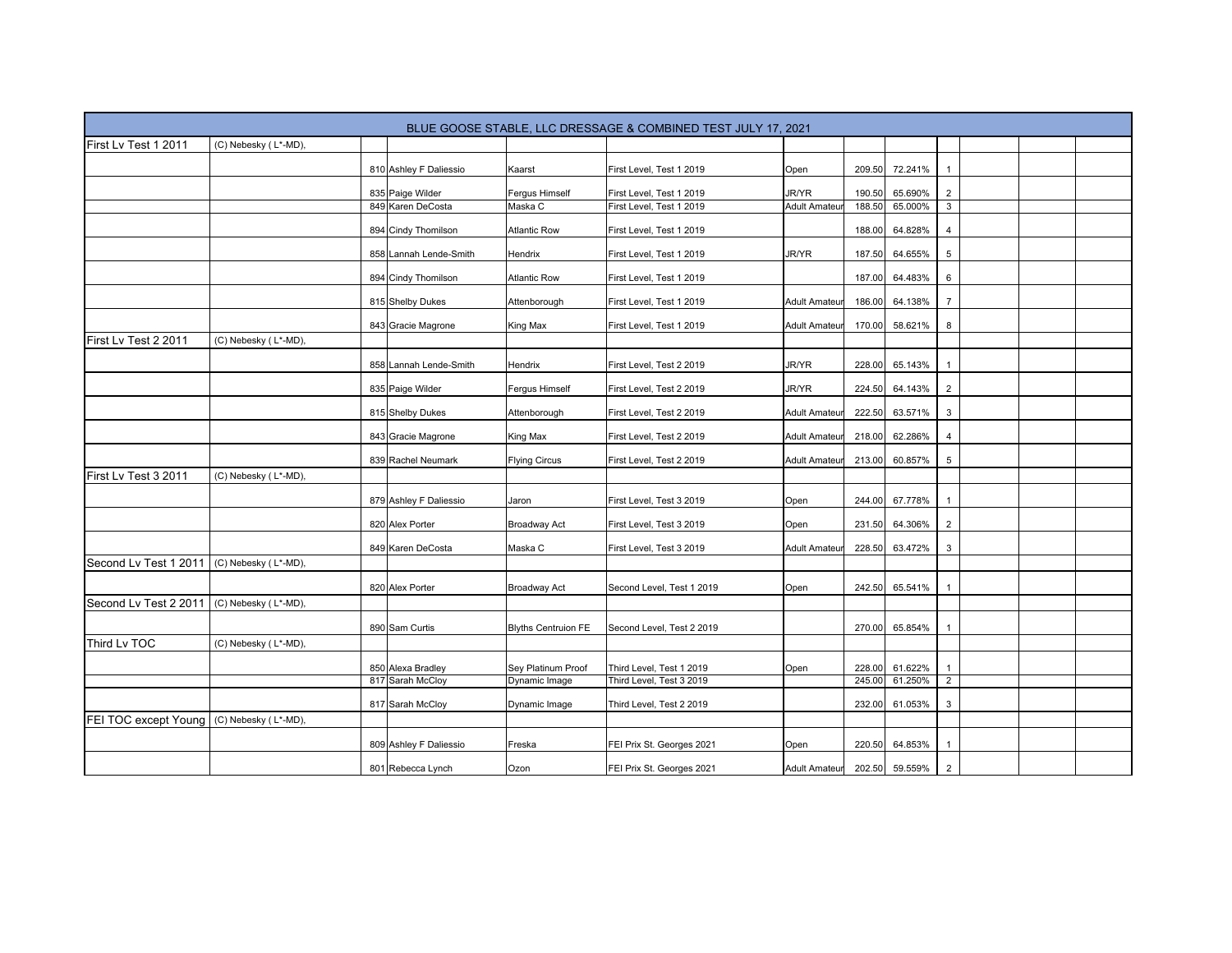| BLUE GOOSE STABLE, LLC DRESSAGE & COMBINED TEST JULY 17, 2021 | | | | | | | | | | | | |
|---|---|---|---|---|---|---|---|---|---|---|---|---|
| First Lv Test 1 2011 | (C) Nebesky ( L*-MD), | | | | | | | | | | | |
| | | 810 | Ashley F Daliessio | Kaarst | First Level, Test 1 2019 | Open | 209.50 | 72.241% | 1 | | | |
| | | 835 | Paige Wilder | Fergus Himself | First Level, Test 1 2019 | JR/YR | 190.50 | 65.690% | 2 | | | |
| | | 849 | Karen DeCosta | Maska C | First Level, Test 1 2019 | Adult Amateur | 188.50 | 65.000% | 3 | | | |
| | | 894 | Cindy Thomilson | Atlantic Row | First Level, Test 1 2019 | | 188.00 | 64.828% | 4 | | | |
| | | 858 | Lannah Lende-Smith | Hendrix | First Level, Test 1 2019 | JR/YR | 187.50 | 64.655% | 5 | | | |
| | | 894 | Cindy Thomilson | Atlantic Row | First Level, Test 1 2019 | | 187.00 | 64.483% | 6 | | | |
| | | 815 | Shelby Dukes | Attenborough | First Level, Test 1 2019 | Adult Amateur | 186.00 | 64.138% | 7 | | | |
| | | 843 | Gracie Magrone | King Max | First Level, Test 1 2019 | Adult Amateur | 170.00 | 58.621% | 8 | | | |
| First Lv Test 2 2011 | (C) Nebesky ( L*-MD), | | | | | | | | | | | |
| | | 858 | Lannah Lende-Smith | Hendrix | First Level, Test 2 2019 | JR/YR | 228.00 | 65.143% | 1 | | | |
| | | 835 | Paige Wilder | Fergus Himself | First Level, Test 2 2019 | JR/YR | 224.50 | 64.143% | 2 | | | |
| | | 815 | Shelby Dukes | Attenborough | First Level, Test 2 2019 | Adult Amateur | 222.50 | 63.571% | 3 | | | |
| | | 843 | Gracie Magrone | King Max | First Level, Test 2 2019 | Adult Amateur | 218.00 | 62.286% | 4 | | | |
| | | 839 | Rachel Neumark | Flying Circus | First Level, Test 2 2019 | Adult Amateur | 213.00 | 60.857% | 5 | | | |
| First Lv Test 3 2011 | (C) Nebesky ( L*-MD), | | | | | | | | | | | |
| | | 879 | Ashley F Daliessio | Jaron | First Level, Test 3 2019 | Open | 244.00 | 67.778% | 1 | | | |
| | | 820 | Alex Porter | Broadway Act | First Level, Test 3 2019 | Open | 231.50 | 64.306% | 2 | | | |
| | | 849 | Karen DeCosta | Maska C | First Level, Test 3 2019 | Adult Amateur | 228.50 | 63.472% | 3 | | | |
| Second Lv Test 1 2011 | (C) Nebesky ( L*-MD), | | | | | | | | | | | |
| | | 820 | Alex Porter | Broadway Act | Second Level, Test 1 2019 | Open | 242.50 | 65.541% | 1 | | | |
| Second Lv Test 2 2011 | (C) Nebesky ( L*-MD), | | | | | | | | | | | |
| | | 890 | Sam Curtis | Blyths Centruion FE | Second Level, Test 2 2019 | | 270.00 | 65.854% | 1 | | | |
| Third Lv TOC | (C) Nebesky ( L*-MD), | | | | | | | | | | | |
| | | 850 | Alexa Bradley | Sey Platinum Proof | Third Level, Test 1 2019 | Open | 228.00 | 61.622% | 1 | | | |
| | | 817 | Sarah McCloy | Dynamic Image | Third Level, Test 3 2019 | | 245.00 | 61.250% | 2 | | | |
| | | 817 | Sarah McCloy | Dynamic Image | Third Level, Test 2 2019 | | 232.00 | 61.053% | 3 | | | |
| FEI TOC except Young | (C) Nebesky ( L*-MD), | | | | | | | | | | | |
| | | 809 | Ashley F Daliessio | Freska | FEI Prix St. Georges 2021 | Open | 220.50 | 64.853% | 1 | | | |
| | | 801 | Rebecca Lynch | Ozon | FEI Prix St. Georges 2021 | Adult Amateur | 202.50 | 59.559% | 2 | | | |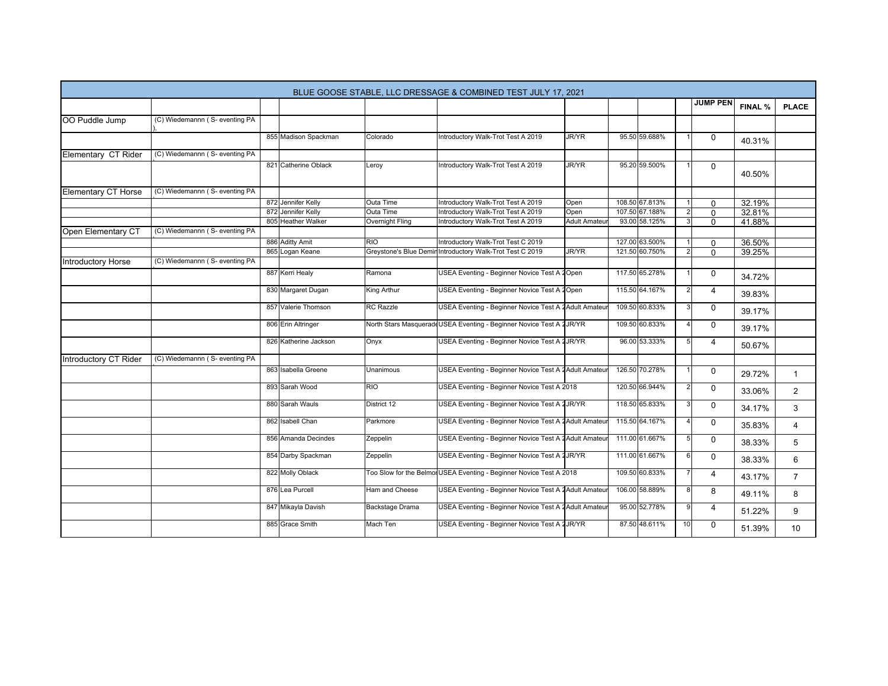| BLUE GOOSE STABLE, LLC DRESSAGE & COMBINED TEST JULY 17, 2021 | | | | | | | | | | | | |
|---|---|---|---|---|---|---|---|---|---|---|---|---|
| | | | | | | | | | | JUMP PEN | FINAL % | PLACE |
| OO Puddle Jump | (C) Wiedemannn ( S- eventing PA ). | | | | | | | | | | | |
| | | 855 | Madison Spackman | Colorado | Introductory Walk-Trot Test A 2019 | JR/YR | 95.50 | 59.688% | 1 | 0 | 40.31% | |
| Elementary CT Rider | (C) Wiedemannn ( S- eventing PA | | | | | | | | | | | |
| | | 821 | Catherine Oblack | Leroy | Introductory Walk-Trot Test A 2019 | JR/YR | 95.20 | 59.500% | 1 | 0 | 40.50% | |
| Elementary CT Horse | (C) Wiedemannn ( S- eventing PA | | | | | | | | | | | |
| | | 872 | Jennifer Kelly | Outa Time | Introductory Walk-Trot Test A 2019 | Open | 108.50 | 67.813% | 1 | 0 | 32.19% | |
| | | 872 | Jennifer Kelly | Outa Time | Introductory Walk-Trot Test A 2019 | Open | 107.50 | 67.188% | 2 | 0 | 32.81% | |
| | | 805 | Heather Walker | Overnight Fling | Introductory Walk-Trot Test A 2019 | Adult Amateur | 93.00 | 58.125% | 3 | 0 | 41.88% | |
| Open Elementary CT | (C) Wiedemannn ( S- eventing PA | | | | | | | | | | | |
| | | 886 | Aditty Amit | RIO | Introductory Walk-Trot Test C 2019 | | 127.00 | 63.500% | 1 | 0 | 36.50% | |
| | | 865 | Logan Keane | Greystone's Blue Demin | Introductory Walk-Trot Test C 2019 | JR/YR | 121.50 | 60.750% | 2 | 0 | 39.25% | |
| Introductory Horse | (C) Wiedemannn ( S- eventing PA | | | | | | | | | | | |
| | | 887 | Kerri Healy | Ramona | USEA Eventing - Beginner Novice Test A 2 | Open | 117.50 | 65.278% | 1 | 0 | 34.72% | |
| | | 830 | Margaret Dugan | King Arthur | USEA Eventing - Beginner Novice Test A 2 | Open | 115.50 | 64.167% | 2 | 4 | 39.83% | |
| | | 857 | Valerie Thomson | RC Razzle | USEA Eventing - Beginner Novice Test A 2 | Adult Amateur | 109.50 | 60.833% | 3 | 0 | 39.17% | |
| | | 806 | Erin Altringer | North Stars Masquerade | USEA Eventing - Beginner Novice Test A 2 | JR/YR | 109.50 | 60.833% | 4 | 0 | 39.17% | |
| | | 826 | Katherine Jackson | Onyx | USEA Eventing - Beginner Novice Test A 2 | JR/YR | 96.00 | 53.333% | 5 | 4 | 50.67% | |
| Introductory CT Rider | (C) Wiedemannn ( S- eventing PA | | | | | | | | | | | |
| | | 863 | Isabella Greene | Unanimous | USEA Eventing - Beginner Novice Test A 2 | Adult Amateur | 126.50 | 70.278% | 1 | 0 | 29.72% | 1 |
| | | 893 | Sarah Wood | RIO | USEA Eventing - Beginner Novice Test A 2018 | | 120.50 | 66.944% | 2 | 0 | 33.06% | 2 |
| | | 880 | Sarah Wauls | District 12 | USEA Eventing - Beginner Novice Test A 2 | JR/YR | 118.50 | 65.833% | 3 | 0 | 34.17% | 3 |
| | | 862 | Isabell Chan | Parkmore | USEA Eventing - Beginner Novice Test A 2 | Adult Amateur | 115.50 | 64.167% | 4 | 0 | 35.83% | 4 |
| | | 856 | Amanda Decindes | Zeppelin | USEA Eventing - Beginner Novice Test A 2 | Adult Amateur | 111.00 | 61.667% | 5 | 0 | 38.33% | 5 |
| | | 854 | Darby Spackman | Zeppelin | USEA Eventing - Beginner Novice Test A 2 | JR/YR | 111.00 | 61.667% | 6 | 0 | 38.33% | 6 |
| | | 822 | Molly Oblack | Too Slow for the Belmor | USEA Eventing - Beginner Novice Test A 2018 | | 109.50 | 60.833% | 7 | 4 | 43.17% | 7 |
| | | 876 | Lea Purcell | Ham and Cheese | USEA Eventing - Beginner Novice Test A 2 | Adult Amateur | 106.00 | 58.889% | 8 | 8 | 49.11% | 8 |
| | | 847 | Mikayla Davish | Backstage Drama | USEA Eventing - Beginner Novice Test A 2 | Adult Amateur | 95.00 | 52.778% | 9 | 4 | 51.22% | 9 |
| | | 885 | Grace Smith | Mach Ten | USEA Eventing - Beginner Novice Test A 2 | JR/YR | 87.50 | 48.611% | 10 | 0 | 51.39% | 10 |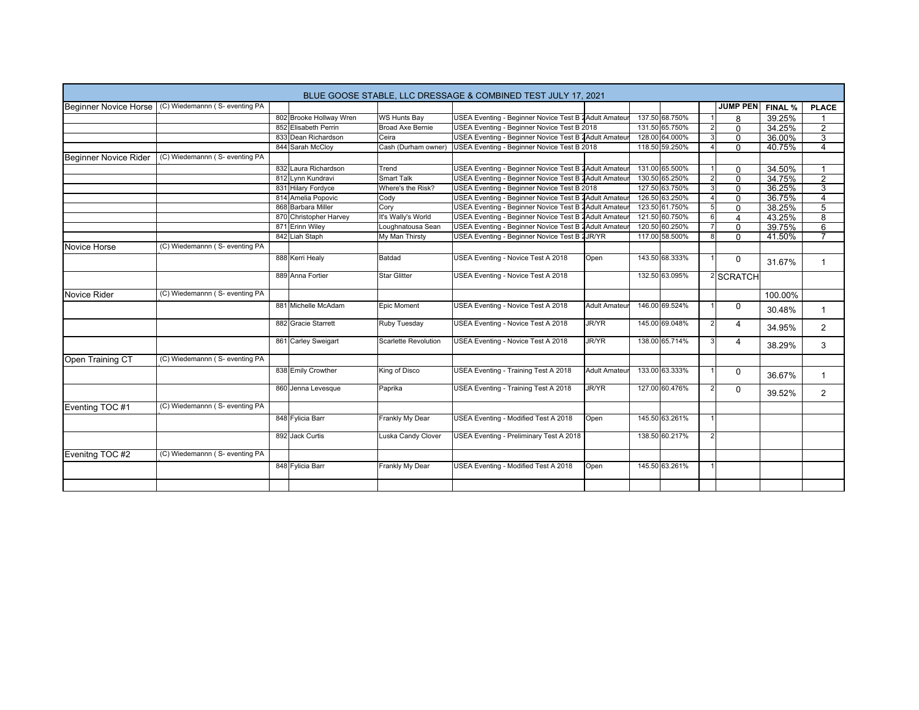| BLUE GOOSE STABLE, LLC DRESSAGE & COMBINED TEST JULY 17, 2021 | | | | | | | | | | | | | |
|---|---|---|---|---|---|---|---|---|---|---|---|---|---|
| Beginner Novice Horse | (C) Wiedemannn ( S- eventing PA | | | | | | | | | JUMP PEN | FINAL % | PLACE |
| | | 802 | Brooke Hollway Wren | WS Hunts Bay | USEA Eventing - Beginner Novice Test B 2 | Adult Amateur | 137.50 | 68.750% | 1 | 8 | 39.25% | 1 |
| | | 852 | Elisabeth Perrin | Broad Axe Bernie | USEA Eventing - Beginner Novice Test B 2018 | | 131.50 | 65.750% | 2 | 0 | 34.25% | 2 |
| | | 833 | Dean Richardson | Ceira | USEA Eventing - Beginner Novice Test B 2 | Adult Amateur | 128.00 | 64.000% | 3 | 0 | 36.00% | 3 |
| | | 844 | Sarah McCloy | Cash (Durham owner) | USEA Eventing - Beginner Novice Test B 2018 | | 118.50 | 59.250% | 4 | 0 | 40.75% | 4 |
| Beginner Novice Rider | (C) Wiedemannn ( S- eventing PA | | | | | | | | | | | |
| | | 832 | Laura Richardson | Trend | USEA Eventing - Beginner Novice Test B 2 | Adult Amateur | 131.00 | 65.500% | 1 | 0 | 34.50% | 1 |
| | | 812 | Lynn Kundravi | Smart Talk | USEA Eventing - Beginner Novice Test B 2 | Adult Amateur | 130.50 | 65.250% | 2 | 0 | 34.75% | 2 |
| | | 831 | Hilary Fordyce | Where's the Risk? | USEA Eventing - Beginner Novice Test B 2018 | | 127.50 | 63.750% | 3 | 0 | 36.25% | 3 |
| | | 814 | Amelia Popovic | Cody | USEA Eventing - Beginner Novice Test B 2 | Adult Amateur | 126.50 | 63.250% | 4 | 0 | 36.75% | 4 |
| | | 868 | Barbara Miller | Cory | USEA Eventing - Beginner Novice Test B 2 | Adult Amateur | 123.50 | 61.750% | 5 | 0 | 38.25% | 5 |
| | | 870 | Christopher Harvey | It's Wally's World | USEA Eventing - Beginner Novice Test B 2 | Adult Amateur | 121.50 | 60.750% | 6 | 4 | 43.25% | 8 |
| | | 871 | Erinn Wiley | Loughnatousa Sean | USEA Eventing - Beginner Novice Test B 2 | Adult Amateur | 120.50 | 60.250% | 7 | 0 | 39.75% | 6 |
| | | 842 | Liah Staph | My Man Thirsty | USEA Eventing - Beginner Novice Test B 2 | JR/YR | 117.00 | 58.500% | 8 | 0 | 41.50% | 7 |
| Novice Horse | (C) Wiedemannn ( S- eventing PA | | | | | | | | | | | |
| | | 888 | Kerri Healy | Batdad | USEA Eventing - Novice Test A 2018 | Open | 143.50 | 68.333% | 1 | 0 | 31.67% | 1 |
| | | 889 | Anna Fortier | Star Glitter | USEA Eventing - Novice Test A 2018 | | 132.50 | 63.095% | 2 | SCRATCH | | |
| Novice Rider | (C) Wiedemannn ( S- eventing PA | | | | | | | | | | 100.00% | |
| | | 881 | Michelle McAdam | Epic Moment | USEA Eventing - Novice Test A 2018 | Adult Amateur | 146.00 | 69.524% | 1 | 0 | 30.48% | 1 |
| | | 882 | Gracie Starrett | Ruby Tuesday | USEA Eventing - Novice Test A 2018 | JR/YR | 145.00 | 69.048% | 2 | 4 | 34.95% | 2 |
| | | 861 | Carley Sweigart | Scarlette Revolution | USEA Eventing - Novice Test A 2018 | JR/YR | 138.00 | 65.714% | 3 | 4 | 38.29% | 3 |
| Open Training CT | (C) Wiedemannn ( S- eventing PA | | | | | | | | | | | |
| | | 838 | Emily Crowther | King of Disco | USEA Eventing - Training Test A 2018 | Adult Amateur | 133.00 | 63.333% | 1 | 0 | 36.67% | 1 |
| | | 860 | Jenna Levesque | Paprika | USEA Eventing - Training Test A 2018 | JR/YR | 127.00 | 60.476% | 2 | 0 | 39.52% | 2 |
| Eventing TOC #1 | (C) Wiedemannn ( S- eventing PA | | | | | | | | | | | |
| | | 848 | Fylicia Barr | Frankly My Dear | USEA Eventing - Modified Test A 2018 | Open | 145.50 | 63.261% | 1 | | | |
| | | 892 | Jack Curtis | Luska Candy Clover | USEA Eventing - Preliminary Test A 2018 | | 138.50 | 60.217% | 2 | | | |
| Evenitng TOC #2 | (C) Wiedemannn ( S- eventing PA | | | | | | | | | | | |
| | | 848 | Fylicia Barr | Frankly My Dear | USEA Eventing - Modified Test A 2018 | Open | 145.50 | 63.261% | 1 | | | |